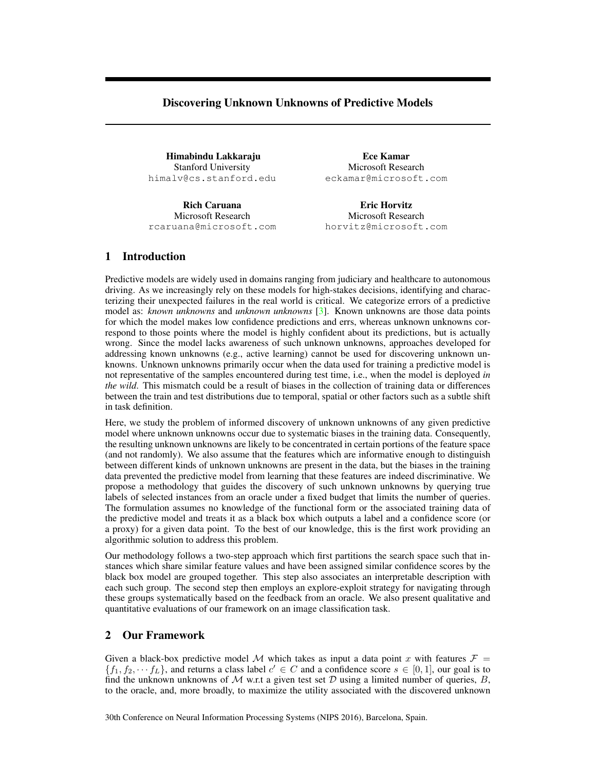# Discovering Unknown Unknowns of Predictive Models

**Himabindu Lakkaraju**
Stanford University
himalv@cs.stanford.edu

**Ece Kamar**
Microsoft Research
eckamar@microsoft.com

**Rich Caruana**
Microsoft Research
rcaruana@microsoft.com

**Eric Horvitz**
Microsoft Research
horvitz@microsoft.com

## 1 Introduction

Predictive models are widely used in domains ranging from judiciary and healthcare to autonomous driving. As we increasingly rely on these models for high-stakes decisions, identifying and characterizing their unexpected failures in the real world is critical. We categorize errors of a predictive model as: *known unknowns* and *unknown unknowns* [3]. Known unknowns are those data points for which the model makes low confidence predictions and errs, whereas unknown unknowns correspond to those points where the model is highly confident about its predictions, but is actually wrong. Since the model lacks awareness of such unknown unknowns, approaches developed for addressing known unknowns (e.g., active learning) cannot be used for discovering unknown unknowns. Unknown unknowns primarily occur when the data used for training a predictive model is not representative of the samples encountered during test time, i.e., when the model is deployed *in the wild*. This mismatch could be a result of biases in the collection of training data or differences between the train and test distributions due to temporal, spatial or other factors such as a subtle shift in task definition.

Here, we study the problem of informed discovery of unknown unknowns of any given predictive model where unknown unknowns occur due to systematic biases in the training data. Consequently, the resulting unknown unknowns are likely to be concentrated in certain portions of the feature space (and not randomly). We also assume that the features which are informative enough to distinguish between different kinds of unknown unknowns are present in the data, but the biases in the training data prevented the predictive model from learning that these features are indeed discriminative. We propose a methodology that guides the discovery of such unknown unknowns by querying true labels of selected instances from an oracle under a fixed budget that limits the number of queries. The formulation assumes no knowledge of the functional form or the associated training data of the predictive model and treats it as a black box which outputs a label and a confidence score (or a proxy) for a given data point. To the best of our knowledge, this is the first work providing an algorithmic solution to address this problem.

Our methodology follows a two-step approach which first partitions the search space such that instances which share similar feature values and have been assigned similar confidence scores by the black box model are grouped together. This step also associates an interpretable description with each such group. The second step then employs an explore-exploit strategy for navigating through these groups systematically based on the feedback from an oracle. We also present qualitative and quantitative evaluations of our framework on an image classification task.

## 2 Our Framework

Given a black-box predictive model $\mathcal{M}$ which takes as input a data point $x$ with features $\mathcal{F} = \{f_1, f_2, \cdots f_L\}$, and returns a class label $c' \in C$ and a confidence score $s \in [0, 1]$, our goal is to find the unknown unknowns of $\mathcal{M}$ w.r.t a given test set $\mathcal{D}$ using a limited number of queries, $B$, to the oracle, and, more broadly, to maximize the utility associated with the discovered unknown

30th Conference on Neural Information Processing Systems (NIPS 2016), Barcelona, Spain.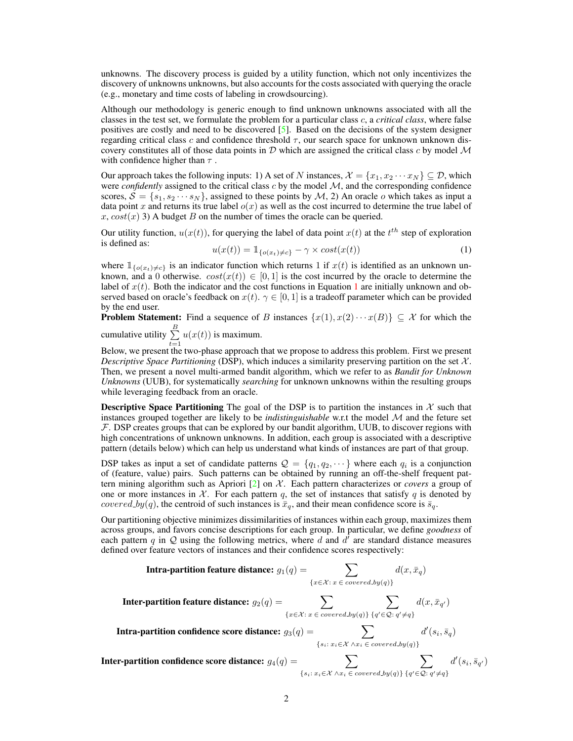unknowns. The discovery process is guided by a utility function, which not only incentivizes the discovery of unknowns unknowns, but also accounts for the costs associated with querying the oracle (e.g., monetary and time costs of labeling in crowdsourcing).

Although our methodology is generic enough to find unknown unknowns associated with all the classes in the test set, we formulate the problem for a particular class $c$, a *critical class*, where false positives are costly and need to be discovered [5]. Based on the decisions of the system designer regarding critical class $c$ and confidence threshold $\tau$, our search space for unknown unknown discovery constitutes all of those data points in $\mathcal{D}$ which are assigned the critical class $c$ by model $\mathcal{M}$ with confidence higher than $\tau$ .

Our approach takes the following inputs: 1) A set of $N$ instances, $\mathcal{X} = \{x_1, x_2 \cdots x_N\} \subseteq \mathcal{D}$, which were *confidently* assigned to the critical class $c$ by the model $\mathcal{M}$, and the corresponding confidence scores, $\mathcal{S} = \{s_1, s_2 \cdots s_N\}$, assigned to these points by $\mathcal{M}$, 2) An oracle $o$ which takes as input a data point $x$ and returns its true label $o(x)$ as well as the cost incurred to determine the true label of $x$, $cost(x)$ 3) A budget $B$ on the number of times the oracle can be queried.

Our utility function, $u(x(t))$, for querying the label of data point $x(t)$ at the $t^{th}$ step of exploration is defined as:

$$u(x(t)) = \mathbb{1}_{\{o(x_t) \neq c\}} - \gamma \times cost(x(t)) \tag{1}$$

where $\mathbb{1}_{\{o(x_t) \neq c\}}$ is an indicator function which returns 1 if $x(t)$ is identified as an unknown unknown, and a 0 otherwise. $cost(x(t)) \in [0, 1]$ is the cost incurred by the oracle to determine the label of $x(t)$. Both the indicator and the cost functions in Equation 1 are initially unknown and observed based on oracle's feedback on $x(t)$. $\gamma \in [0, 1]$ is a tradeoff parameter which can be provided by the end user.

**Problem Statement:** Find a sequence of $B$ instances $\{x(1), x(2) \cdots x(B)\} \subseteq \mathcal{X}$ for which the cumulative utility $\sum_{t=1}^{B} u(x(t))$ is maximum.

Below, we present the two-phase approach that we propose to address this problem. First we present *Descriptive Space Partitioning* (DSP), which induces a similarity preserving partition on the set $\mathcal{X}$. Then, we present a novel multi-armed bandit algorithm, which we refer to as ***Bandit for Unknown Unknowns*** (UUB), for systematically *searching* for unknown unknowns within the resulting groups while leveraging feedback from an oracle.

**Descriptive Space Partitioning** The goal of the DSP is to partition the instances in $\mathcal{X}$ such that instances grouped together are likely to be *indistinguishable* w.r.t the model $\mathcal{M}$ and the feture set $\mathcal{F}$. DSP creates groups that can be explored by our bandit algorithm, UUB, to discover regions with high concentrations of unknown unknowns. In addition, each group is associated with a descriptive pattern (details below) which can help us understand what kinds of instances are part of that group.

DSP takes as input a set of candidate patterns $\mathcal{Q} = \{q_1, q_2, \cdots\}$ where each $q_i$ is a conjunction of (feature, value) pairs. Such patterns can be obtained by running an off-the-shelf frequent pattern mining algorithm such as Apriori [2] on $\mathcal{X}$. Each pattern characterizes or *covers* a group of one or more instances in $\mathcal{X}$. For each pattern $q$, the set of instances that satisfy $q$ is denoted by $covered\_by(q)$, the centroid of such instances is $\bar{x}_q$, and their mean confidence score is $\bar{s}_q$.

Our partitioning objective minimizes dissimilarities of instances within each group, maximizes them across groups, and favors concise descriptions for each group. In particular, we define *goodness* of each pattern $q$ in $\mathcal{Q}$ using the following metrics, where $d$ and $d'$ are standard distance measures defined over feature vectors of instances and their confidence scores respectively:

**Intra-partition feature distance:**
$$g_1(q) = \sum_{\{x \in \mathcal{X}:\, x \,\in\, covered\_by(q)\}} d(x, \bar{x}_q)$$

**Inter-partition feature distance:**
$$g_2(q) = \sum_{\{x \in \mathcal{X}:\, x \,\in\, covered\_by(q)\}} \sum_{\{q' \in \mathcal{Q}:\, q' \neq q\}} d(x, \bar{x}_{q'})$$

**Intra-partition confidence score distance:**
$$g_3(q) = \sum_{\{s_i:\, x_i \in \mathcal{X} \,\wedge x_i \,\in\, covered\_by(q)\}} d'(s_i, \bar{s}_q)$$

**Inter-partition confidence score distance:**
$$g_4(q) = \sum_{\{s_i:\, x_i \in \mathcal{X} \,\wedge x_i \,\in\, covered\_by(q)\}} \sum_{\{q' \in \mathcal{Q}:\, q' \neq q\}} d'(s_i, \bar{s}_{q'})$$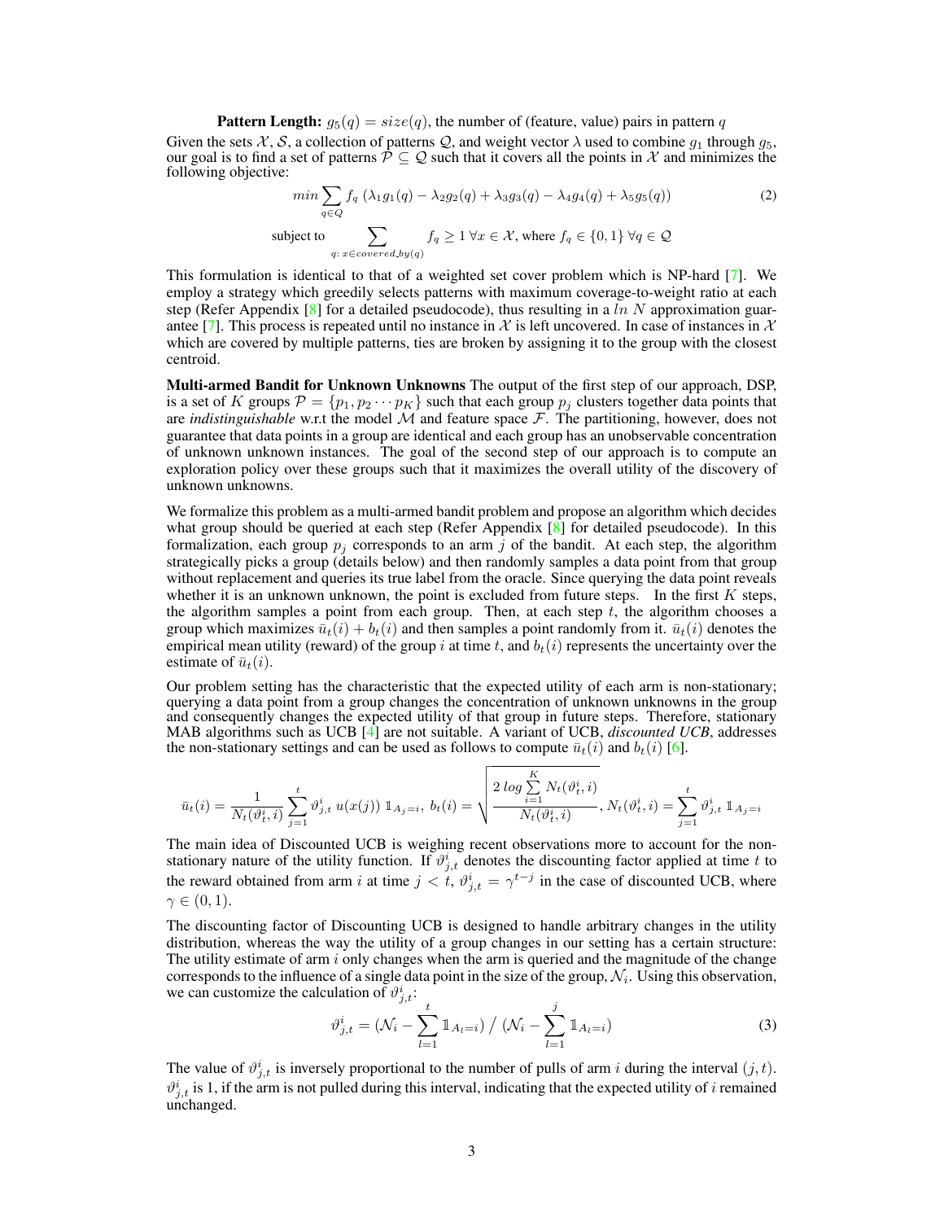**Pattern Length:** $g_5(q) = size(q)$, the number of (feature, value) pairs in pattern $q$

Given the sets $\mathcal{X}$, $\mathcal{S}$, a collection of patterns $\mathcal{Q}$, and weight vector $\lambda$ used to combine $g_1$ through $g_5$, our goal is to find a set of patterns $\mathcal{P} \subseteq \mathcal{Q}$ such that it covers all the points in $\mathcal{X}$ and minimizes the following objective:

$$min \sum_{q \in Q} f_q \left( \lambda_1 g_1(q) - \lambda_2 g_2(q) + \lambda_3 g_3(q) - \lambda_4 g_4(q) + \lambda_5 g_5(q) \right) \tag{2}$$

$$\text{subject to} \sum_{q:\, x \in covered\_by(q)} f_q \geq 1 \; \forall x \in \mathcal{X}, \text{ where } f_q \in \{0,1\} \; \forall q \in \mathcal{Q}$$

This formulation is identical to that of a weighted set cover problem which is NP-hard [7]. We employ a strategy which greedily selects patterns with maximum coverage-to-weight ratio at each step (Refer Appendix [8] for a detailed pseudocode), thus resulting in a $ln\ N$ approximation guarantee [7]. This process is repeated until no instance in $\mathcal{X}$ is left uncovered. In case of instances in $\mathcal{X}$ which are covered by multiple patterns, ties are broken by assigning it to the group with the closest centroid.

**Multi-armed Bandit for Unknown Unknowns** The output of the first step of our approach, DSP, is a set of $K$ groups $\mathcal{P} = \{p_1, p_2 \cdots p_K\}$ such that each group $p_j$ clusters together data points that are *indistinguishable* w.r.t the model $\mathcal{M}$ and feature space $\mathcal{F}$. The partitioning, however, does not guarantee that data points in a group are identical and each group has an unobservable concentration of unknown unknown instances. The goal of the second step of our approach is to compute an exploration policy over these groups such that it maximizes the overall utility of the discovery of unknown unknowns.

We formalize this problem as a multi-armed bandit problem and propose an algorithm which decides what group should be queried at each step (Refer Appendix [8] for detailed pseudocode). In this formalization, each group $p_j$ corresponds to an arm $j$ of the bandit. At each step, the algorithm strategically picks a group (details below) and then randomly samples a data point from that group without replacement and queries its true label from the oracle. Since querying the data point reveals whether it is an unknown unknown, the point is excluded from the future steps. In the first $K$ steps, the algorithm samples a point from each group. Then, at each step $t$, the algorithm chooses a group which maximizes $\bar{u}_t(i) + b_t(i)$ and then samples a point randomly from it. $\bar{u}_t(i)$ denotes the empirical mean utility (reward) of the group $i$ at time $t$, and $b_t(i)$ represents the uncertainty over the estimate of $\bar{u}_t(i)$.

Our problem setting has the characteristic that the expected utility of each arm is non-stationary; querying a data point from a group changes the concentration of unknown unknowns in the group and consequently changes the expected utility of that group in future steps. Therefore, stationary MAB algorithms such as UCB [4] are not suitable. A variant of UCB, *discounted UCB*, addresses the non-stationary settings and can be used as follows to compute $\bar{u}_t(i)$ and $b_t(i)$ [6].

$$\bar{u}_t(i) = \frac{1}{N_t(\vartheta_t^i, i)} \sum_{j=1}^{t} \vartheta_{j,t}^i \, u(x(j)) \, \mathbb{1}_{A_j = i}, \; b_t(i) = \sqrt{\frac{2 \, log \sum_{i=1}^{K} N_t(\vartheta_t^i, i)}{N_t(\vartheta_t^i, i)}}, \, N_t(\vartheta_t^i, i) = \sum_{j=1}^{t} \vartheta_{j,t}^i \, \mathbb{1}_{A_j = i}$$

The main idea of Discounted UCB is weighing recent observations more to account for the non-stationary nature of the utility function. If $\vartheta_{j,t}^i$ denotes the discounting factor applied at time $t$ to the reward obtained from arm $i$ at time $j < t$, $\vartheta_{j,t}^i = \gamma^{t-j}$ in the case of discounted UCB, where $\gamma \in (0, 1)$.

The discounting factor of Discounting UCB is designed to handle arbitrary changes in the utility distribution, whereas the way the utility of a group changes in our setting has a certain structure: The utility estimate of arm $i$ only changes when the arm is queried and the magnitude of the change corresponds to the influence of a single data point in the size of the group, $\mathcal{N}_i$. Using this observation, we can customize the calculation of $\vartheta_{j,t}^i$:

$$\vartheta_{j,t}^i = \left(\mathcal{N}_i - \sum_{l=1}^{t} \mathbb{1}_{A_l = i}\right) \Big/ \left(\mathcal{N}_i - \sum_{l=1}^{j} \mathbb{1}_{A_l = i}\right) \tag{3}$$

The value of $\vartheta_{j,t}^i$ is inversely proportional to the number of pulls of arm $i$ during the interval $(j, t)$. $\vartheta_{j,t}^i$ is 1, if the arm is not pulled during this interval, indicating that the expected utility of $i$ remained unchanged.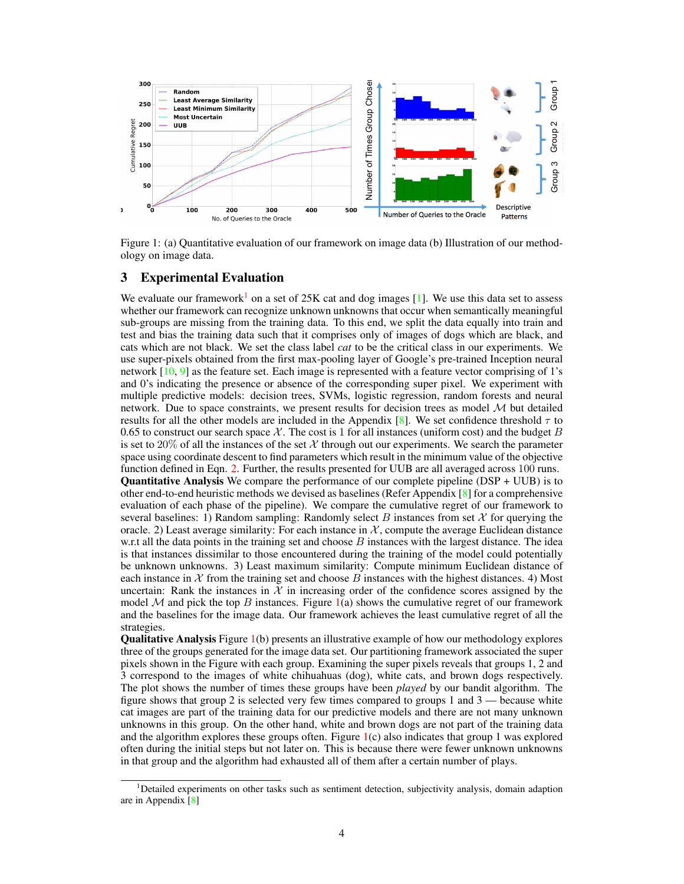Figure 1: (a) Quantitative evaluation of our framework on image data (b) Illustration of our methodology on image data.

## 3 Experimental Evaluation

We evaluate our framework[1] on a set of 25K cat and dog images [1]. We use this data set to assess whether our framework can recognize unknown unknowns that occur when semantically meaningful sub-groups are missing from the training data. To this end, we split the data equally into train and test and bias the training data such that it comprises only of images of dogs which are black, and cats which are not black. We set the class label *cat* to be the critical class in our experiments. We use super-pixels obtained from the first max-pooling layer of Google's pre-trained Inception neural network [10, 9] as the feature set. Each image is represented with a feature vector comprising of 1's and 0's indicating the presence or absence of the corresponding super pixel. We experiment with multiple predictive models: decision trees, SVMs, logistic regression, random forests and neural network. Due to space constraints, we present results for decision trees as model $\mathcal{M}$ but detailed results for all the other models are included in the Appendix [8]. We set confidence threshold $\tau$ to 0.65 to construct our search space $\mathcal{X}$. The cost is 1 for all instances (uniform cost) and the budget $B$ is set to 20% of all the instances of the set $\mathcal{X}$ through out our experiments. We search the parameter space using coordinate descent to find parameters which result in the minimum value of the objective function defined in Eqn. 2. Further, the results presented for UUB are all averaged across 100 runs.

**Quantitative Analysis** We compare the performance of our complete pipeline (DSP + UUB) is to other end-to-end heuristic methods we devised as baselines (Refer Appendix [8] for a comprehensive evaluation of each phase of the pipeline). We compare the cumulative regret of our framework to several baselines: 1) Random sampling: Randomly select $B$ instances from set $\mathcal{X}$ for querying the oracle. 2) Least average similarity: For each instance in $\mathcal{X}$, compute the average Euclidean distance w.r.t all the data points in the training set and choose $B$ instances with the largest distance. The idea is that instances dissimilar to those encountered during the training of the model could potentially be unknown unknowns. 3) Least maximum similarity: Compute minimum Euclidean distance of each instance in $\mathcal{X}$ from the training set and choose $B$ instances with the highest distances. 4) Most uncertain: Rank the instances in $\mathcal{X}$ in increasing order of the confidence scores assigned by the model $\mathcal{M}$ and pick the top $B$ instances. Figure 1(a) shows the cumulative regret of our framework and the baselines for the image data. Our framework achieves the least cumulative regret of all the strategies.

**Qualitative Analysis** Figure 1(b) presents an illustrative example of how our methodology explores three of the groups generated for the image data set. Our partitioning framework associated the super pixels shown in the Figure with each group. Examining the super pixels reveals that groups 1, 2 and 3 correspond to the images of white chihuahuas (dog), white cats, and brown dogs respectively. The plot shows the number of times these groups have been *played* by our bandit algorithm. The figure shows that group 2 is selected very few times compared to groups 1 and 3 — because white cat images are part of the training data for our predictive models and there are not many unknown unknowns in this group. On the other hand, white and brown dogs are not part of the training data and the algorithm explores these groups often. Figure 1(c) also indicates that group 1 was explored often during the initial steps but not later on. This is because there were fewer unknown unknowns in that group and the algorithm had exhausted all of them after a certain number of plays.

[1] Detailed experiments on other tasks such as sentiment detection, subjectivity analysis, domain adaption are in Appendix [8]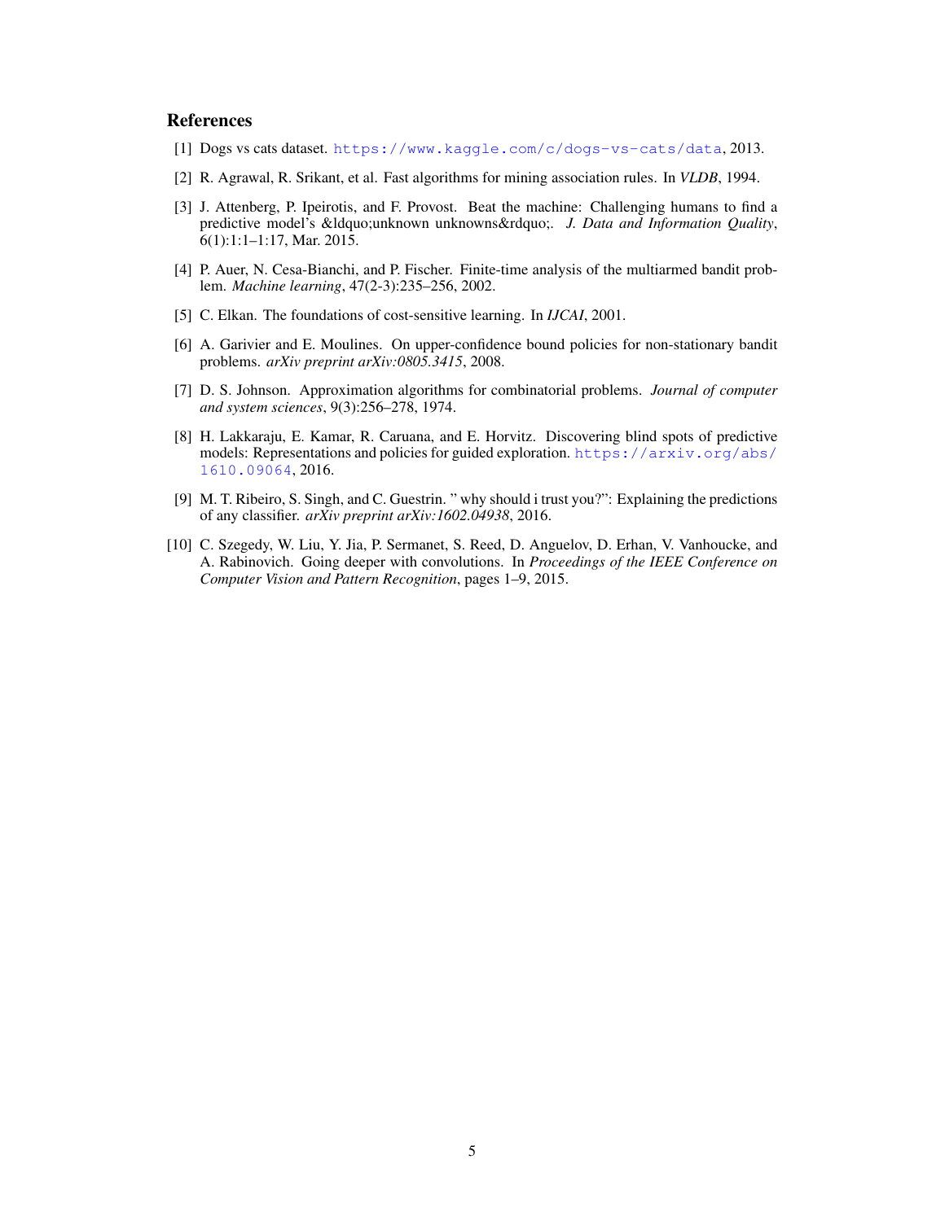## References

[1] Dogs vs cats dataset. https://www.kaggle.com/c/dogs-vs-cats/data, 2013.

[2] R. Agrawal, R. Srikant, et al. Fast algorithms for mining association rules. In *VLDB*, 1994.

[3] J. Attenberg, P. Ipeirotis, and F. Provost. Beat the machine: Challenging humans to find a predictive model's &ldquo;unknown unknowns&rdquo;. *J. Data and Information Quality*, 6(1):1:1–1:17, Mar. 2015.

[4] P. Auer, N. Cesa-Bianchi, and P. Fischer. Finite-time analysis of the multiarmed bandit problem. *Machine learning*, 47(2-3):235–256, 2002.

[5] C. Elkan. The foundations of cost-sensitive learning. In *IJCAI*, 2001.

[6] A. Garivier and E. Moulines. On upper-confidence bound policies for non-stationary bandit problems. *arXiv preprint arXiv:0805.3415*, 2008.

[7] D. S. Johnson. Approximation algorithms for combinatorial problems. *Journal of computer and system sciences*, 9(3):256–278, 1974.

[8] H. Lakkaraju, E. Kamar, R. Caruana, and E. Horvitz. Discovering blind spots of predictive models: Representations and policies for guided exploration. https://arxiv.org/abs/1610.09064, 2016.

[9] M. T. Ribeiro, S. Singh, and C. Guestrin. " why should i trust you?": Explaining the predictions of any classifier. *arXiv preprint arXiv:1602.04938*, 2016.

[10] C. Szegedy, W. Liu, Y. Jia, P. Sermanet, S. Reed, D. Anguelov, D. Erhan, V. Vanhoucke, and A. Rabinovich. Going deeper with convolutions. In *Proceedings of the IEEE Conference on Computer Vision and Pattern Recognition*, pages 1–9, 2015.